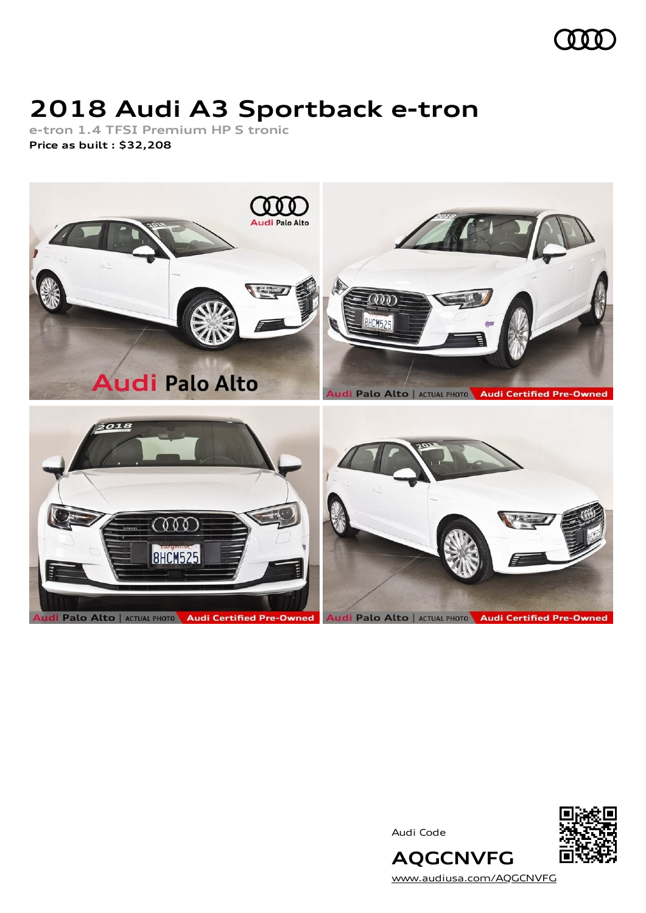# 2018 Audi A3 Sportback e-tron

e-tron 1.4 TFSI Premium HP S tronic

**Price as built : $32,208**

Audi Code

**AQGCNVFG**

www.audiusa.com/AQGCNVFG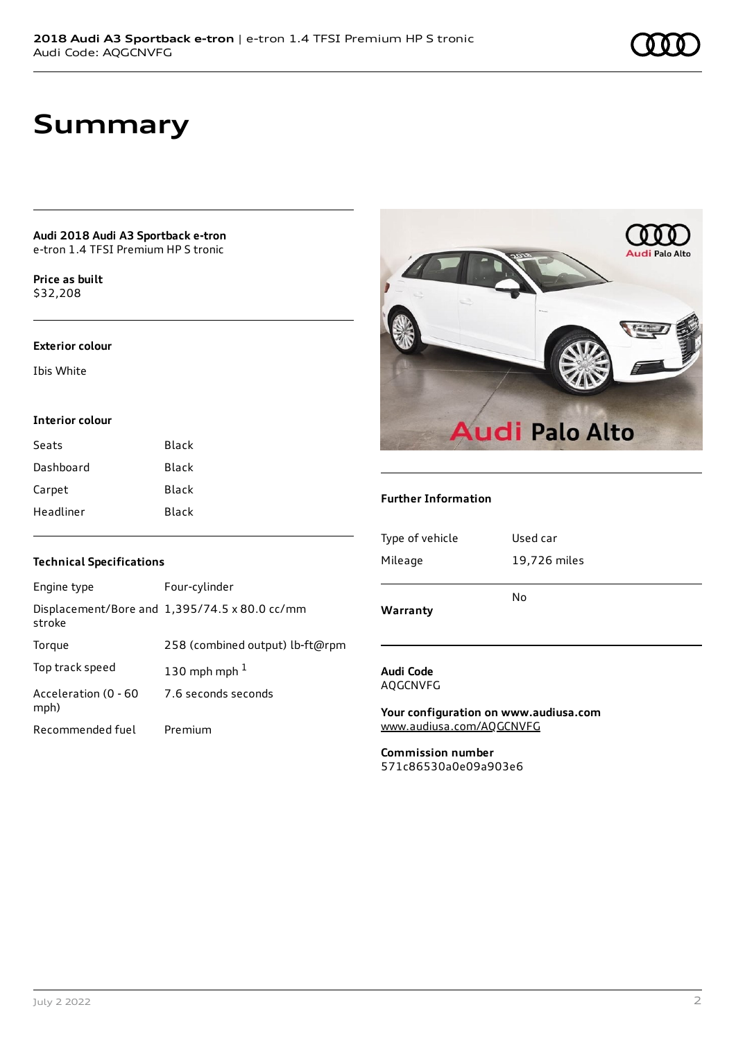# Summary

**Audi 2018 Audi A3 Sportback e-tron**
e-tron 1.4 TFSI Premium HP S tronic

**Price as built**
$32,208

### Exterior colour

Ibis White

### Interior colour

| | |
|---|---|
| Seats | Black |
| Dashboard | Black |
| Carpet | Black |
| Headliner | Black |

### Technical Specifications

| | |
|---|---|
| Engine type | Four-cylinder |
| Displacement/Bore and stroke | 1,395/74.5 x 80.0 cc/mm |
| Torque | 258 (combined output) lb-ft@rpm |
| Top track speed | 130 mph mph [1] |
| Acceleration (0 - 60 mph) | 7.6 seconds seconds |
| Recommended fuel | Premium |

### Further Information

| | |
|---|---|
| Type of vehicle | Used car |
| Mileage | 19,726 miles |
| **Warranty** | No |

**Audi Code**
AQGCNVFG

**Your configuration on www.audiusa.com**
www.audiusa.com/AQGCNVFG

**Commission number**
571c86530a0e09a903e6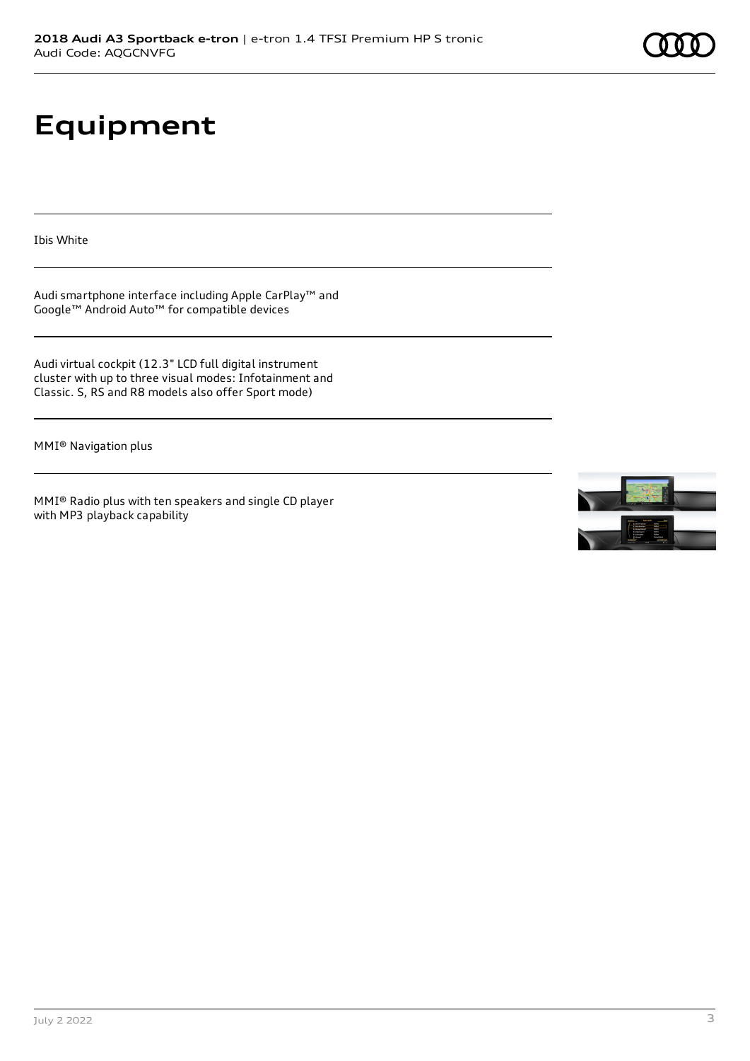# Equipment

Ibis White

Audi smartphone interface including Apple CarPlay™ and Google™ Android Auto™ for compatible devices

Audi virtual cockpit (12.3" LCD full digital instrument cluster with up to three visual modes: Infotainment and Classic. S, RS and R8 models also offer Sport mode)

MMI® Navigation plus

MMI® Radio plus with ten speakers and single CD player with MP3 playback capability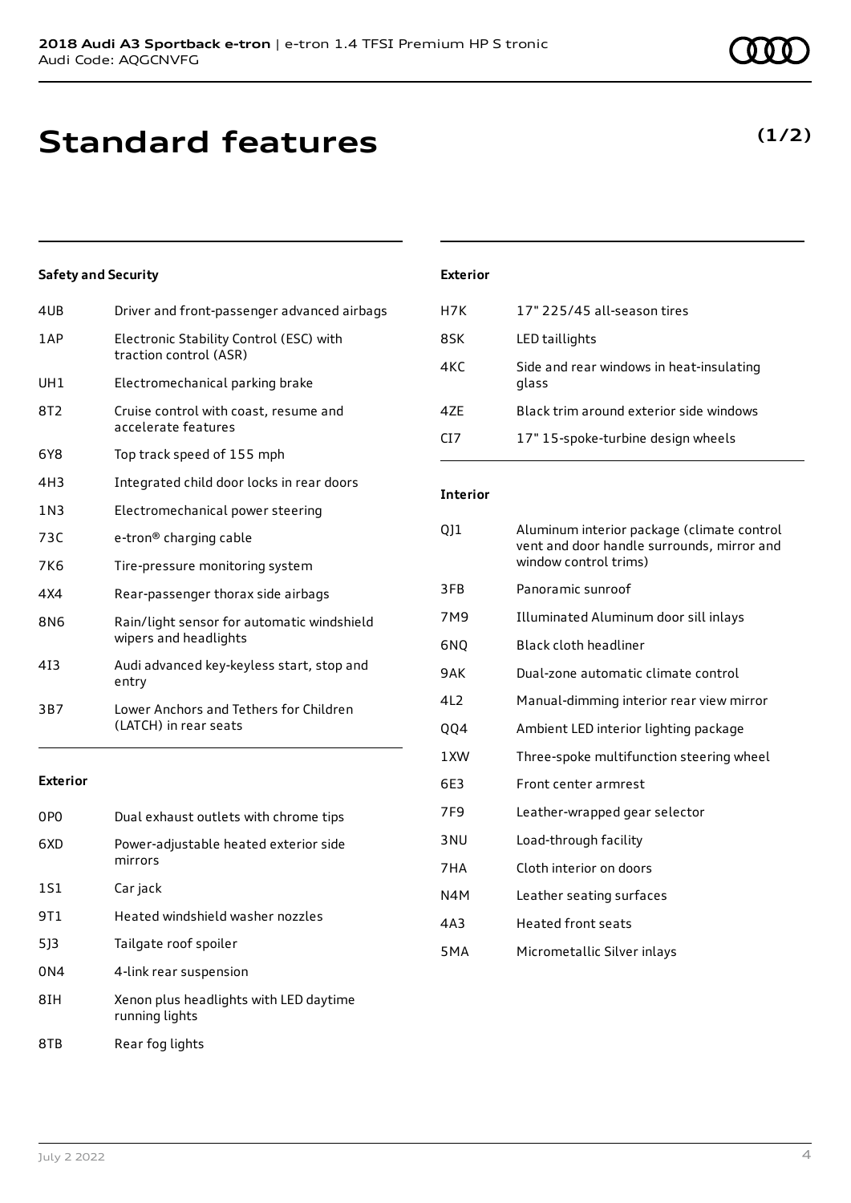# Standard features

**(1/2)**

### Safety and Security

| | |
|---|---|
| 4UB | Driver and front-passenger advanced airbags |
| 1AP | Electronic Stability Control (ESC) with traction control (ASR) |
| UH1 | Electromechanical parking brake |
| 8T2 | Cruise control with coast, resume and accelerate features |
| 6Y8 | Top track speed of 155 mph |
| 4H3 | Integrated child door locks in rear doors |
| 1N3 | Electromechanical power steering |
| 73C | e-tron® charging cable |
| 7K6 | Tire-pressure monitoring system |
| 4X4 | Rear-passenger thorax side airbags |
| 8N6 | Rain/light sensor for automatic windshield wipers and headlights |
| 4I3 | Audi advanced key-keyless start, stop and entry |
| 3B7 | Lower Anchors and Tethers for Children (LATCH) in rear seats |

### Exterior

| | |
|---|---|
| 0P0 | Dual exhaust outlets with chrome tips |
| 6XD | Power-adjustable heated exterior side mirrors |
| 1S1 | Car jack |
| 9T1 | Heated windshield washer nozzles |
| 5J3 | Tailgate roof spoiler |
| 0N4 | 4-link rear suspension |
| 8IH | Xenon plus headlights with LED daytime running lights |
| 8TB | Rear fog lights |

### Exterior

| | |
|---|---|
| H7K | 17" 225/45 all-season tires |
| 8SK | LED taillights |
| 4KC | Side and rear windows in heat-insulating glass |
| 4ZE | Black trim around exterior side windows |
| CI7 | 17" 15-spoke-turbine design wheels |

### Interior

| | |
|---|---|
| QJ1 | Aluminum interior package (climate control vent and door handle surrounds, mirror and window control trims) |
| 3FB | Panoramic sunroof |
| 7M9 | Illuminated Aluminum door sill inlays |
| 6NQ | Black cloth headliner |
| 9AK | Dual-zone automatic climate control |
| 4L2 | Manual-dimming interior rear view mirror |
| QQ4 | Ambient LED interior lighting package |
| 1XW | Three-spoke multifunction steering wheel |
| 6E3 | Front center armrest |
| 7F9 | Leather-wrapped gear selector |
| 3NU | Load-through facility |
| 7HA | Cloth interior on doors |
| N4M | Leather seating surfaces |
| 4A3 | Heated front seats |
| 5MA | Micrometallic Silver inlays |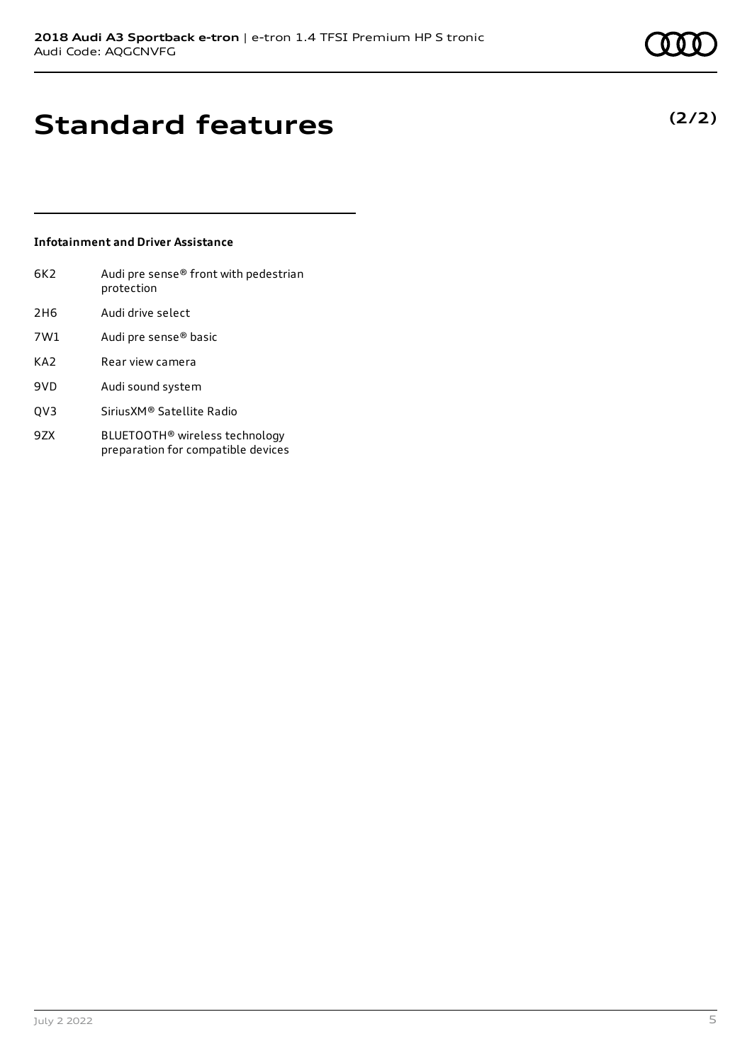# Standard features

**(2/2)**

### Infotainment and Driver Assistance

| | |
|---|---|
| 6K2 | Audi pre sense® front with pedestrian protection |
| 2H6 | Audi drive select |
| 7W1 | Audi pre sense® basic |
| KA2 | Rear view camera |
| 9VD | Audi sound system |
| QV3 | SiriusXM® Satellite Radio |
| 9ZX | BLUETOOTH® wireless technology preparation for compatible devices |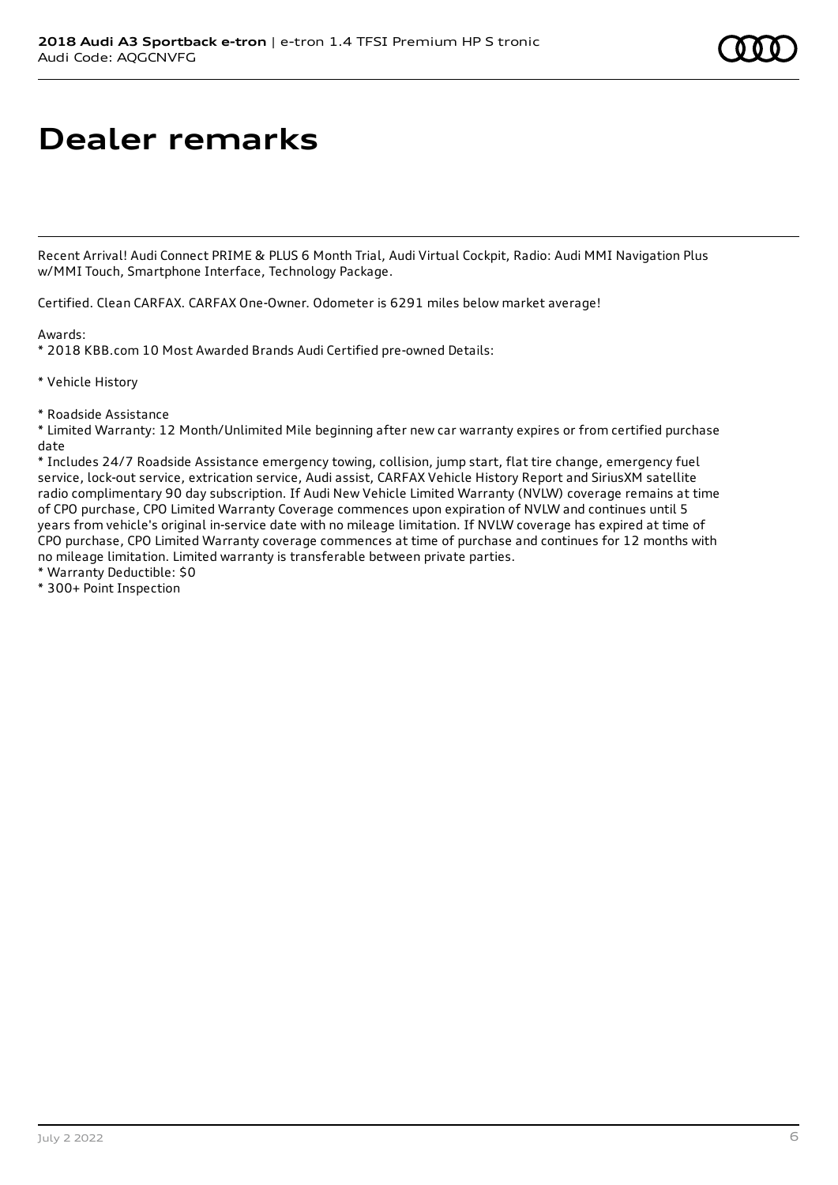# Dealer remarks

Recent Arrival! Audi Connect PRIME & PLUS 6 Month Trial, Audi Virtual Cockpit, Radio: Audi MMI Navigation Plus w/MMI Touch, Smartphone Interface, Technology Package.

Certified. Clean CARFAX. CARFAX One-Owner. Odometer is 6291 miles below market average!

Awards:
* 2018 KBB.com 10 Most Awarded Brands Audi Certified pre-owned Details:

* Vehicle History

* Roadside Assistance
* Limited Warranty: 12 Month/Unlimited Mile beginning after new car warranty expires or from certified purchase date
* Includes 24/7 Roadside Assistance emergency towing, collision, jump start, flat tire change, emergency fuel service, lock-out service, extrication service, Audi assist, CARFAX Vehicle History Report and SiriusXM satellite radio complimentary 90 day subscription. If Audi New Vehicle Limited Warranty (NVLW) coverage remains at time of CPO purchase, CPO Limited Warranty Coverage commences upon expiration of NVLW and continues until 5 years from vehicle's original in-service date with no mileage limitation. If NVLW coverage has expired at time of CPO purchase, CPO Limited Warranty coverage commences at time of purchase and continues for 12 months with no mileage limitation. Limited warranty is transferable between private parties.
* Warranty Deductible: $0
* 300+ Point Inspection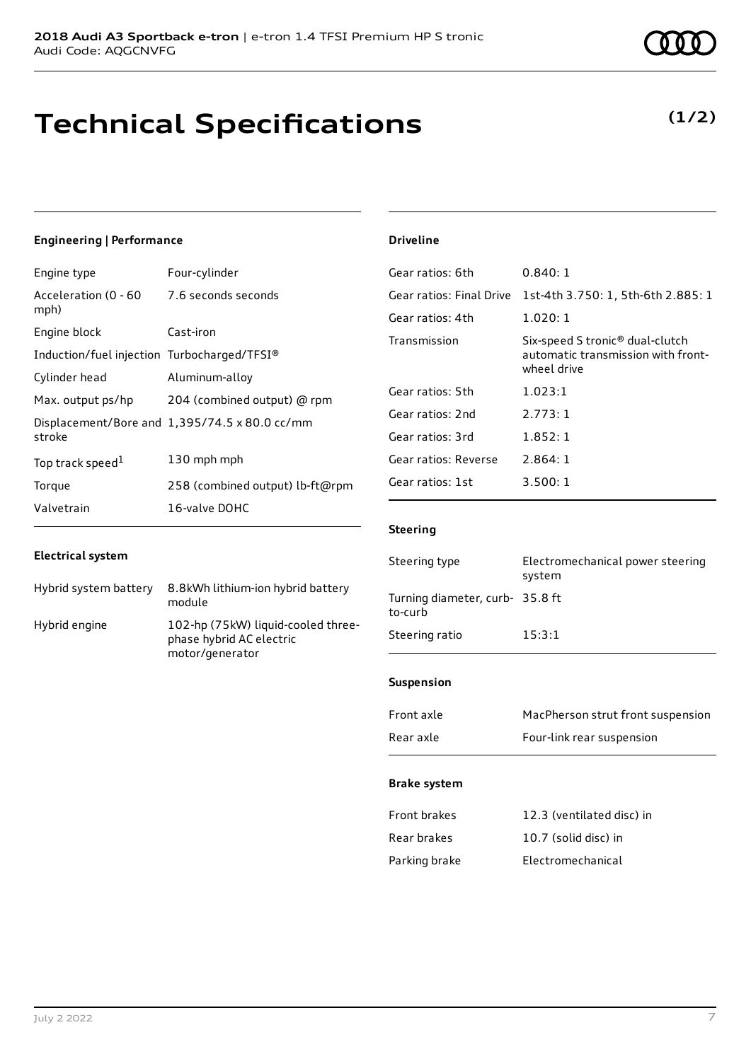# Technical Specifications

**(1/2)**

### Engineering | Performance

| | |
|---|---|
| Engine type | Four-cylinder |
| Acceleration (0 - 60 mph) | 7.6 seconds seconds |
| Engine block | Cast-iron |
| Induction/fuel injection | Turbocharged/TFSI® |
| Cylinder head | Aluminum-alloy |
| Max. output ps/hp | 204 (combined output) @ rpm |
| Displacement/Bore and stroke | 1,395/74.5 x 80.0 cc/mm |
| Top track speed[1] | 130 mph mph |
| Torque | 258 (combined output) lb-ft@rpm |
| Valvetrain | 16-valve DOHC |

### Electrical system

| | |
|---|---|
| Hybrid system battery | 8.8kWh lithium-ion hybrid battery module |
| Hybrid engine | 102-hp (75kW) liquid-cooled three-phase hybrid AC electric motor/generator |

### Driveline

| | |
|---|---|
| Gear ratios: 6th | 0.840: 1 |
| Gear ratios: Final Drive | 1st-4th 3.750: 1, 5th-6th 2.885: 1 |
| Gear ratios: 4th | 1.020: 1 |
| Transmission | Six-speed S tronic® dual-clutch automatic transmission with front-wheel drive |
| Gear ratios: 5th | 1.023:1 |
| Gear ratios: 2nd | 2.773: 1 |
| Gear ratios: 3rd | 1.852: 1 |
| Gear ratios: Reverse | 2.864: 1 |
| Gear ratios: 1st | 3.500: 1 |

### Steering

| | |
|---|---|
| Steering type | Electromechanical power steering system |
| Turning diameter, curb-to-curb | 35.8 ft |
| Steering ratio | 15:3:1 |

### Suspension

| | |
|---|---|
| Front axle | MacPherson strut front suspension |
| Rear axle | Four-link rear suspension |

### Brake system

| | |
|---|---|
| Front brakes | 12.3 (ventilated disc) in |
| Rear brakes | 10.7 (solid disc) in |
| Parking brake | Electromechanical |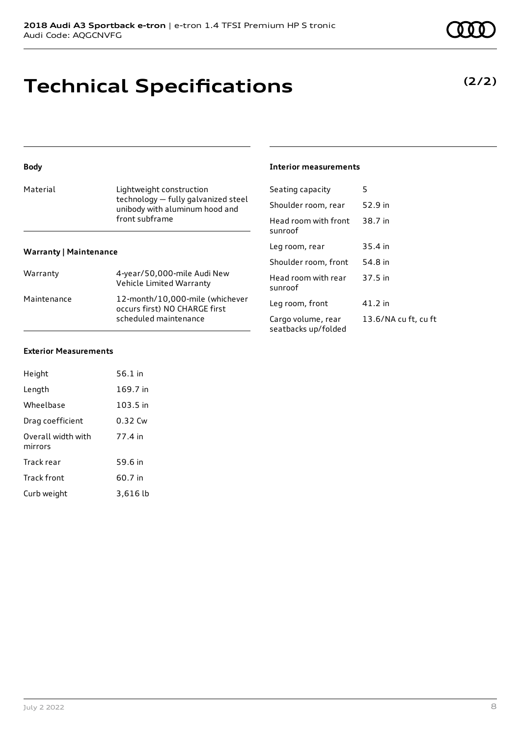# Technical Specifications

**(2/2)**

### Body

| Material | Lightweight construction technology — fully galvanized steel unibody with aluminum hood and front subframe |
|---|---|

### Warranty | Maintenance

| Warranty | 4-year/50,000-mile Audi New Vehicle Limited Warranty |
|---|---|
| Maintenance | 12-month/10,000-mile (whichever occurs first) NO CHARGE first scheduled maintenance |

### Interior measurements

| Seating capacity | 5 |
|---|---|
| Shoulder room, rear | 52.9 in |
| Head room with front sunroof | 38.7 in |
| Leg room, rear | 35.4 in |
| Shoulder room, front | 54.8 in |
| Head room with rear sunroof | 37.5 in |
| Leg room, front | 41.2 in |
| Cargo volume, rear seatbacks up/folded | 13.6/NA cu ft, cu ft |

### Exterior Measurements

| Height | 56.1 in |
|---|---|
| Length | 169.7 in |
| Wheelbase | 103.5 in |
| Drag coefficient | 0.32 Cw |
| Overall width with mirrors | 77.4 in |
| Track rear | 59.6 in |
| Track front | 60.7 in |
| Curb weight | 3,616 lb |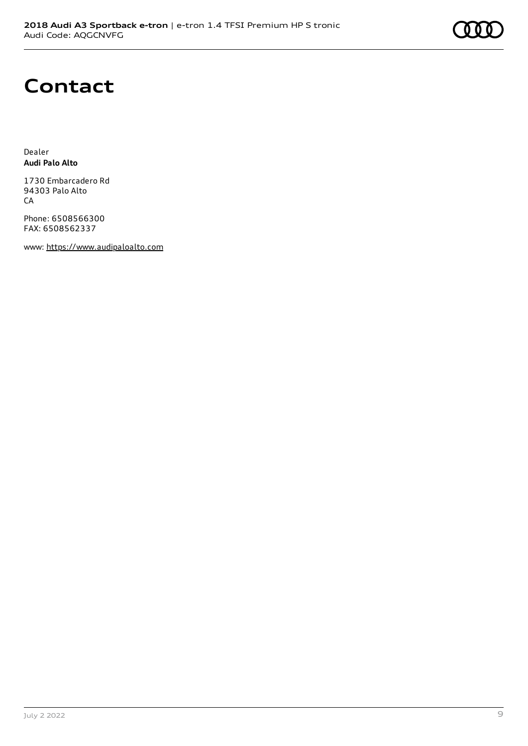# Contact

Dealer
**Audi Palo Alto**

1730 Embarcadero Rd
94303 Palo Alto
CA

Phone: 6508566300
FAX: 6508562337

www: https://www.audipaloalto.com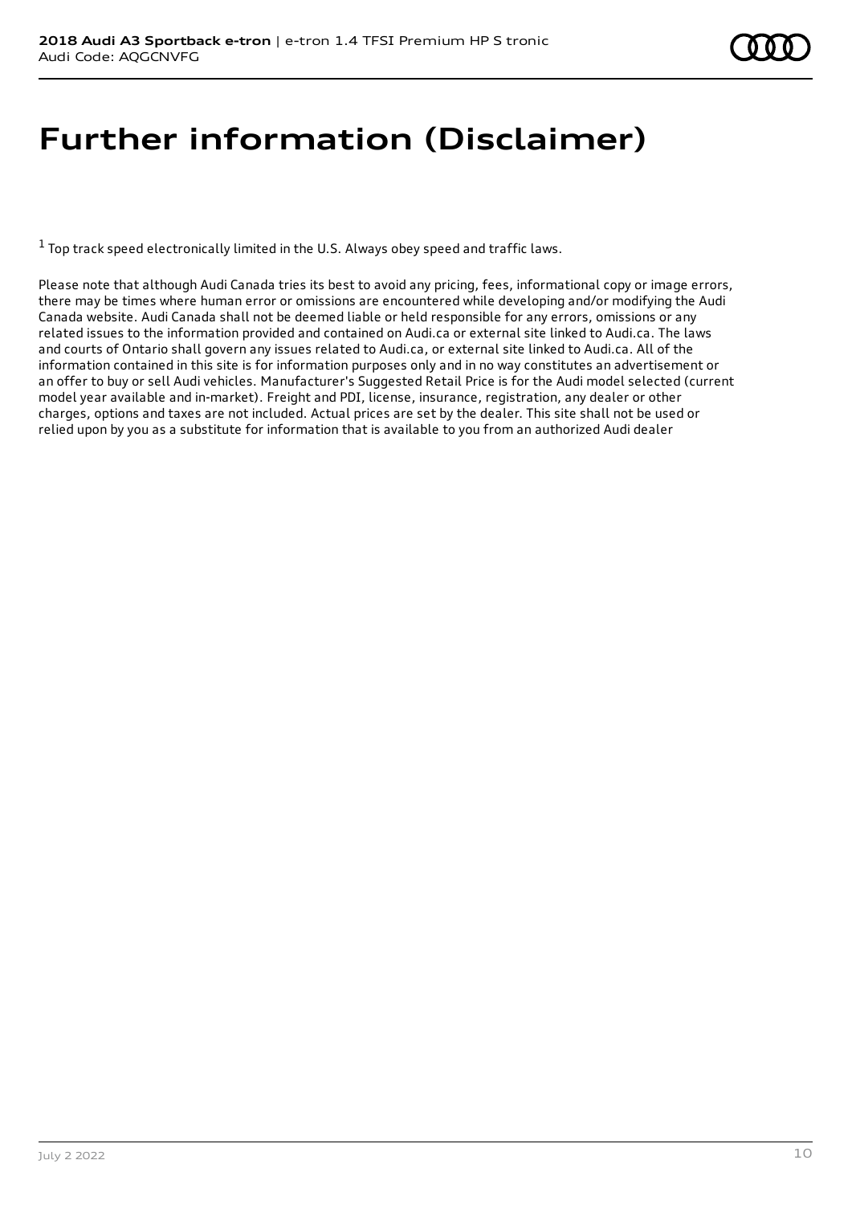# Further information (Disclaimer)

[1] Top track speed electronically limited in the U.S. Always obey speed and traffic laws.

Please note that although Audi Canada tries its best to avoid any pricing, fees, informational copy or image errors, there may be times where human error or omissions are encountered while developing and/or modifying the Audi Canada website. Audi Canada shall not be deemed liable or held responsible for any errors, omissions or any related issues to the information provided and contained on Audi.ca or external site linked to Audi.ca. The laws and courts of Ontario shall govern any issues related to Audi.ca, or external site linked to Audi.ca. All of the information contained in this site is for information purposes only and in no way constitutes an advertisement or an offer to buy or sell Audi vehicles. Manufacturer's Suggested Retail Price is for the Audi model selected (current model year available and in-market). Freight and PDI, license, insurance, registration, any dealer or other charges, options and taxes are not included. Actual prices are set by the dealer. This site shall not be used or relied upon by you as a substitute for information that is available to you from an authorized Audi dealer